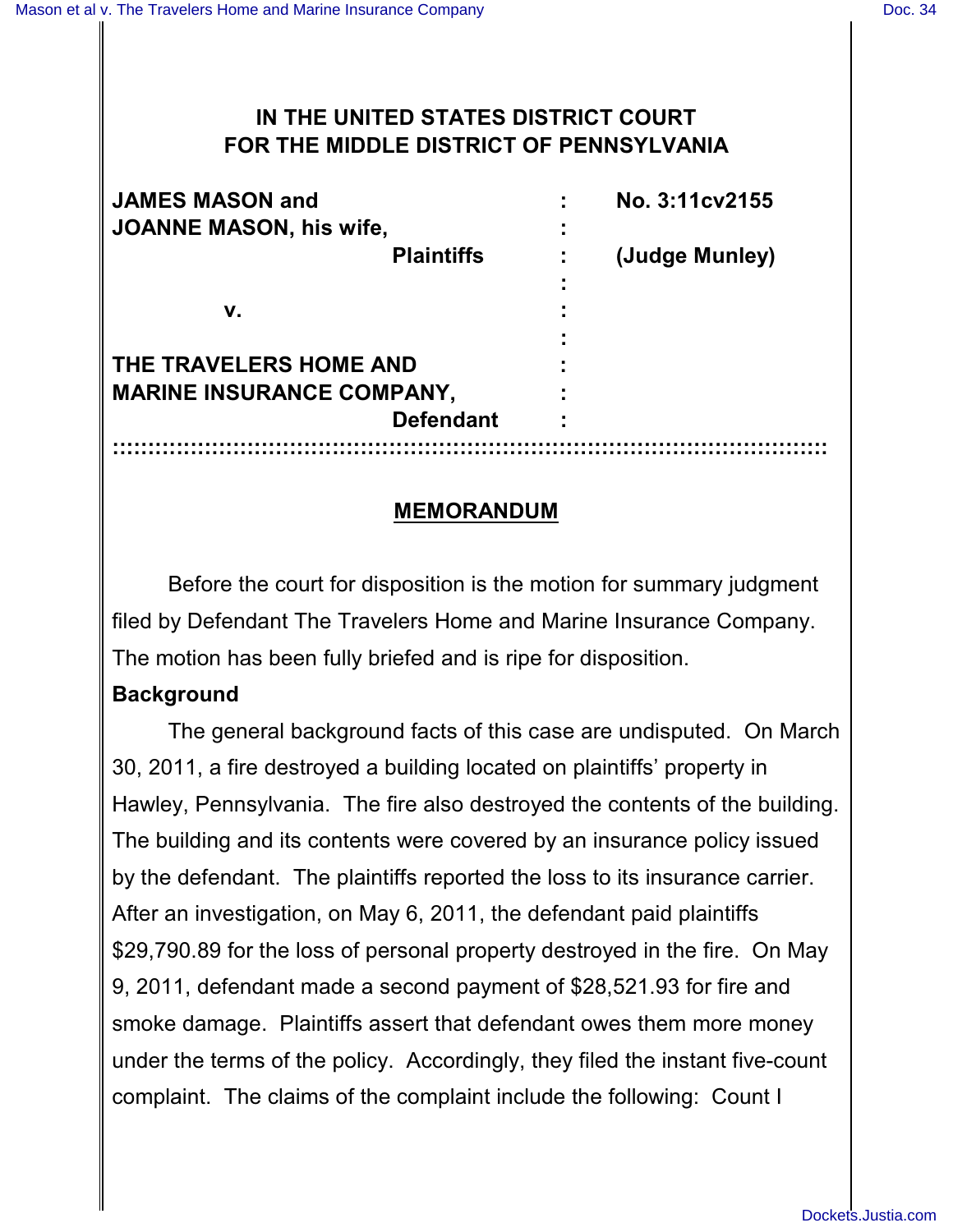# IN THE UNITED STATES DISTRICT COURT FOR THE MIDDLE DISTRICT OF PENNSYLVANIA

| | | |
|---|---|---|
| **JAMES MASON and JOANNE MASON, his wife,** | : | **No. 3:11cv2155** |
| **Plaintiffs** | : | **(Judge Munley)** |
| **v.** | : | |
| **THE TRAVELERS HOME AND MARINE INSURANCE COMPANY,** | : | |
| **Defendant** | : | |

## MEMORANDUM

Before the court for disposition is the motion for summary judgment filed by Defendant The Travelers Home and Marine Insurance Company. The motion has been fully briefed and is ripe for disposition.

**Background**

The general background facts of this case are undisputed. On March 30, 2011, a fire destroyed a building located on plaintiffs' property in Hawley, Pennsylvania. The fire also destroyed the contents of the building. The building and its contents were covered by an insurance policy issued by the defendant. The plaintiffs reported the loss to its insurance carrier. After an investigation, on May 6, 2011, the defendant paid plaintiffs $29,790.89 for the loss of personal property destroyed in the fire. On May 9, 2011, defendant made a second payment of $28,521.93 for fire and smoke damage. Plaintiffs assert that defendant owes them more money under the terms of the policy. Accordingly, they filed the instant five-count complaint. The claims of the complaint include the following: Count I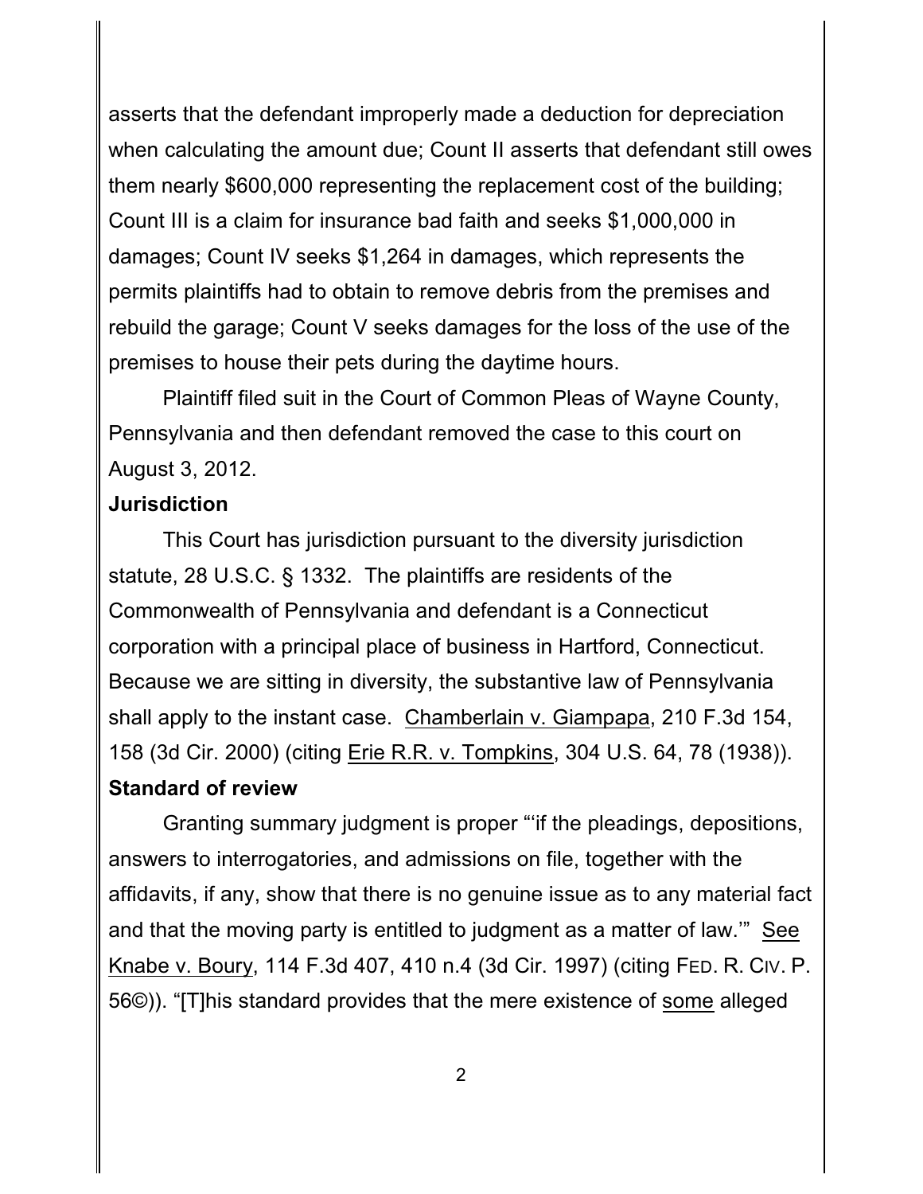asserts that the defendant improperly made a deduction for depreciation when calculating the amount due; Count II asserts that defendant still owes them nearly $600,000 representing the replacement cost of the building; Count III is a claim for insurance bad faith and seeks $1,000,000 in damages; Count IV seeks $1,264 in damages, which represents the permits plaintiffs had to obtain to remove debris from the premises and rebuild the garage; Count V seeks damages for the loss of the use of the premises to house their pets during the daytime hours.

Plaintiff filed suit in the Court of Common Pleas of Wayne County, Pennsylvania and then defendant removed the case to this court on August 3, 2012.

**Jurisdiction**

This Court has jurisdiction pursuant to the diversity jurisdiction statute, 28 U.S.C. § 1332. The plaintiffs are residents of the Commonwealth of Pennsylvania and defendant is a Connecticut corporation with a principal place of business in Hartford, Connecticut. Because we are sitting in diversity, the substantive law of Pennsylvania shall apply to the instant case. Chamberlain v. Giampapa, 210 F.3d 154, 158 (3d Cir. 2000) (citing Erie R.R. v. Tompkins, 304 U.S. 64, 78 (1938)).

**Standard of review**

Granting summary judgment is proper "'if the pleadings, depositions, answers to interrogatories, and admissions on file, together with the affidavits, if any, show that there is no genuine issue as to any material fact and that the moving party is entitled to judgment as a matter of law.'" See Knabe v. Boury, 114 F.3d 407, 410 n.4 (3d Cir. 1997) (citing FED. R. CIV. P. 56©)). "[T]his standard provides that the mere existence of some alleged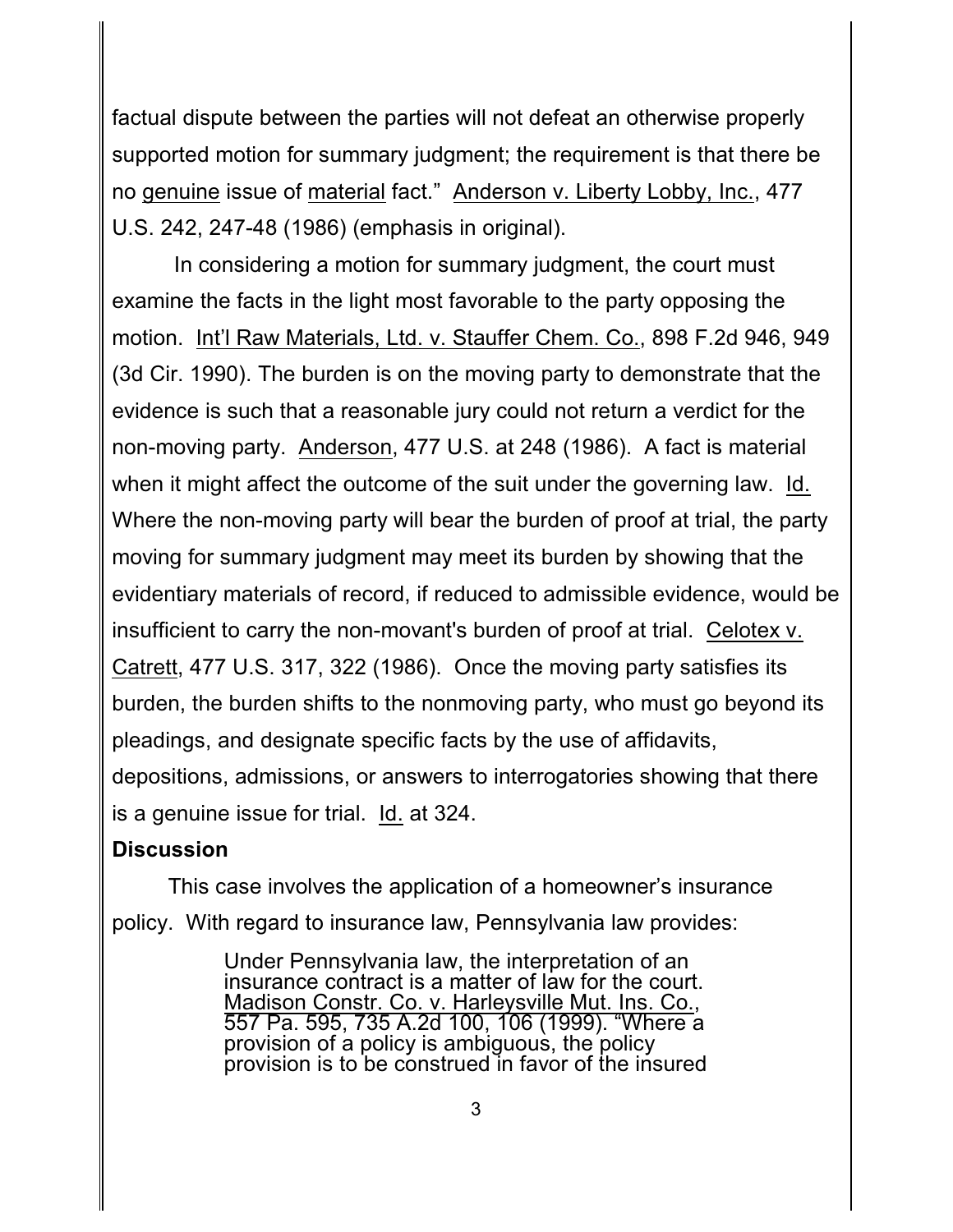factual dispute between the parties will not defeat an otherwise properly supported motion for summary judgment; the requirement is that there be no genuine issue of material fact." Anderson v. Liberty Lobby, Inc., 477 U.S. 242, 247-48 (1986) (emphasis in original).

In considering a motion for summary judgment, the court must examine the facts in the light most favorable to the party opposing the motion. Int'l Raw Materials, Ltd. v. Stauffer Chem. Co., 898 F.2d 946, 949 (3d Cir. 1990). The burden is on the moving party to demonstrate that the evidence is such that a reasonable jury could not return a verdict for the non-moving party. Anderson, 477 U.S. at 248 (1986). A fact is material when it might affect the outcome of the suit under the governing law. Id. Where the non-moving party will bear the burden of proof at trial, the party moving for summary judgment may meet its burden by showing that the evidentiary materials of record, if reduced to admissible evidence, would be insufficient to carry the non-movant's burden of proof at trial. Celotex v. Catrett, 477 U.S. 317, 322 (1986). Once the moving party satisfies its burden, the burden shifts to the nonmoving party, who must go beyond its pleadings, and designate specific facts by the use of affidavits, depositions, admissions, or answers to interrogatories showing that there is a genuine issue for trial. Id. at 324.

**Discussion**

This case involves the application of a homeowner's insurance policy. With regard to insurance law, Pennsylvania law provides:

> Under Pennsylvania law, the interpretation of an insurance contract is a matter of law for the court. Madison Constr. Co. v. Harleysville Mut. Ins. Co., 557 Pa. 595, 735 A.2d 100, 106 (1999). "Where a provision of a policy is ambiguous, the policy provision is to be construed in favor of the insured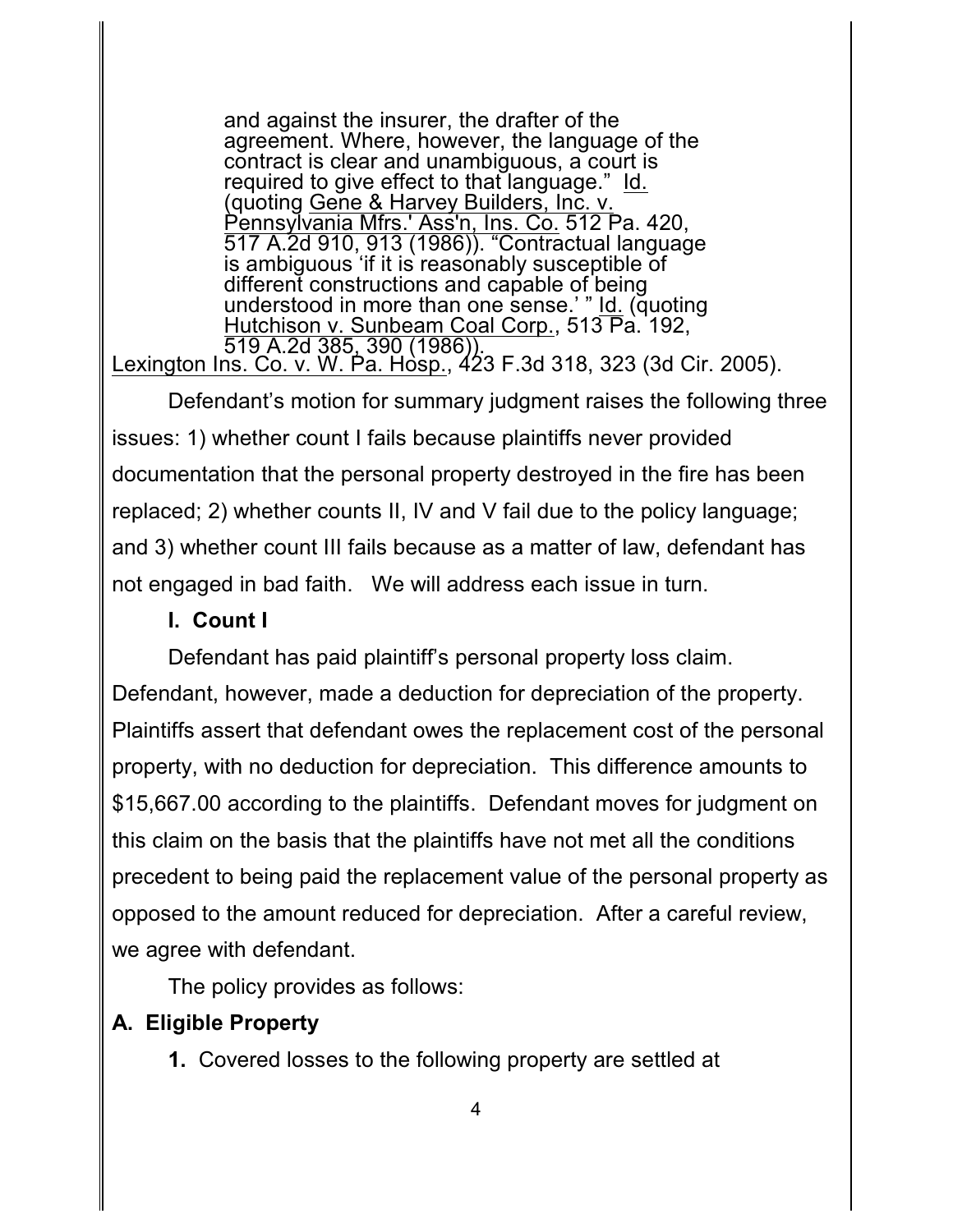> and against the insurer, the drafter of the agreement. Where, however, the language of the contract is clear and unambiguous, a court is required to give effect to that language." Id. (quoting Gene & Harvey Builders, Inc. v. Pennsylvania Mfrs.' Ass'n, Ins. Co. 512 Pa. 420, 517 A.2d 910, 913 (1986)). "Contractual language is ambiguous 'if it is reasonably susceptible of different constructions and capable of being understood in more than one sense.' " Id. (quoting Hutchison v. Sunbeam Coal Corp., 513 Pa. 192, 519 A.2d 385, 390 (1986)).

Lexington Ins. Co. v. W. Pa. Hosp., 423 F.3d 318, 323 (3d Cir. 2005).

Defendant's motion for summary judgment raises the following three issues: 1) whether count I fails because plaintiffs never provided documentation that the personal property destroyed in the fire has been replaced; 2) whether counts II, IV and V fail due to the policy language; and 3) whether count III fails because as a matter of law, defendant has not engaged in bad faith. We will address each issue in turn.

### I. Count I

Defendant has paid plaintiff's personal property loss claim. Defendant, however, made a deduction for depreciation of the property. Plaintiffs assert that defendant owes the replacement cost of the personal property, with no deduction for depreciation. This difference amounts to $15,667.00 according to the plaintiffs. Defendant moves for judgment on this claim on the basis that the plaintiffs have not met all the conditions precedent to being paid the replacement value of the personal property as opposed to the amount reduced for depreciation. After a careful review, we agree with defendant.

The policy provides as follows:

**A. Eligible Property**

**1.** Covered losses to the following property are settled at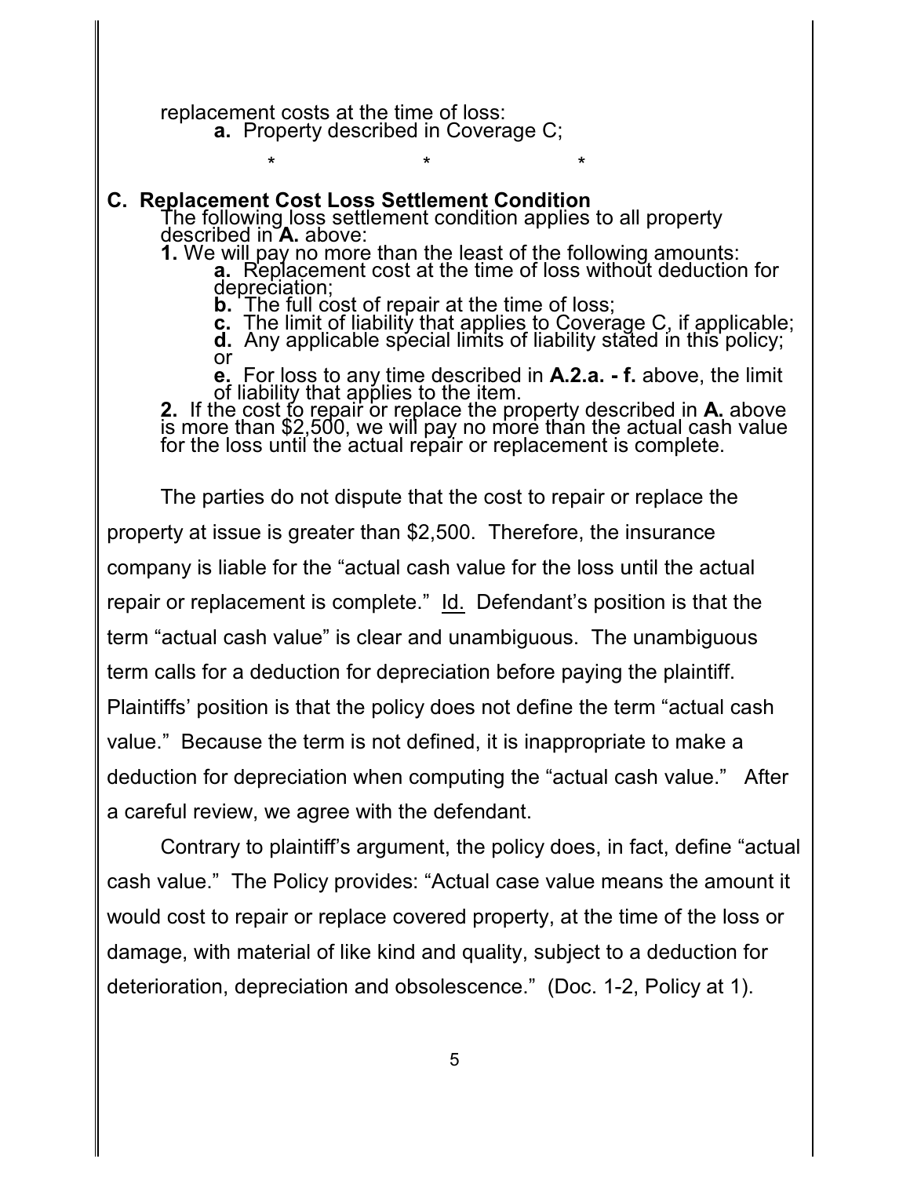replacement costs at the time of loss:

**a.** Property described in Coverage C;

\* \* \*

**C. Replacement Cost Loss Settlement Condition**

The following loss settlement condition applies to all property described in **A.** above:

**1.** We will pay no more than the least of the following amounts:

**a.** Replacement cost at the time of loss without deduction for depreciation;

**b.** The full cost of repair at the time of loss;

**c.** The limit of liability that applies to Coverage C, if applicable;

**d.** Any applicable special limits of liability stated in this policy; or

**e.** For loss to any time described in **A.2.a. - f.** above, the limit of liability that applies to the item.

**2.** If the cost to repair or replace the property described in **A.** above is more than $2,500, we will pay no more than the actual cash value for the loss until the actual repair or replacement is complete.

The parties do not dispute that the cost to repair or replace the property at issue is greater than $2,500. Therefore, the insurance company is liable for the "actual cash value for the loss until the actual repair or replacement is complete." Id. Defendant's position is that the term "actual cash value" is clear and unambiguous. The unambiguous term calls for a deduction for depreciation before paying the plaintiff. Plaintiffs' position is that the policy does not define the term "actual cash value." Because the term is not defined, it is inappropriate to make a deduction for depreciation when computing the "actual cash value." After a careful review, we agree with the defendant.

Contrary to plaintiff's argument, the policy does, in fact, define "actual cash value." The Policy provides: "Actual case value means the amount it would cost to repair or replace covered property, at the time of the loss or damage, with material of like kind and quality, subject to a deduction for deterioration, depreciation and obsolescence." (Doc. 1-2, Policy at 1).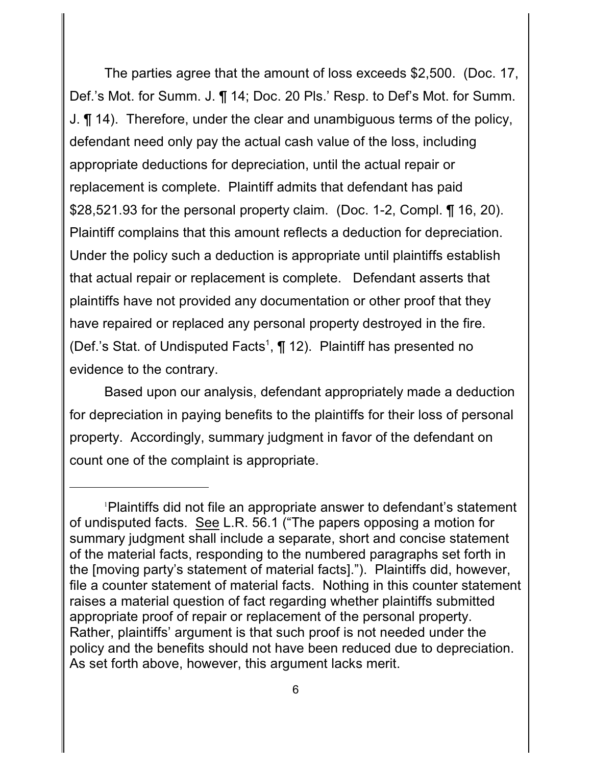The parties agree that the amount of loss exceeds $2,500. (Doc. 17, Def.'s Mot. for Summ. J. ¶ 14; Doc. 20 Pls.' Resp. to Def's Mot. for Summ. J. ¶ 14). Therefore, under the clear and unambiguous terms of the policy, defendant need only pay the actual cash value of the loss, including appropriate deductions for depreciation, until the actual repair or replacement is complete. Plaintiff admits that defendant has paid $28,521.93 for the personal property claim. (Doc. 1-2, Compl. ¶ 16, 20). Plaintiff complains that this amount reflects a deduction for depreciation. Under the policy such a deduction is appropriate until plaintiffs establish that actual repair or replacement is complete. Defendant asserts that plaintiffs have not provided any documentation or other proof that they have repaired or replaced any personal property destroyed in the fire. (Def.'s Stat. of Undisputed Facts[1], ¶ 12). Plaintiff has presented no evidence to the contrary.

Based upon our analysis, defendant appropriately made a deduction for depreciation in paying benefits to the plaintiffs for their loss of personal property. Accordingly, summary judgment in favor of the defendant on count one of the complaint is appropriate.

---

[1]Plaintiffs did not file an appropriate answer to defendant's statement of undisputed facts. See L.R. 56.1 ("The papers opposing a motion for summary judgment shall include a separate, short and concise statement of the material facts, responding to the numbered paragraphs set forth in the [moving party's statement of material facts]."). Plaintiffs did, however, file a counter statement of material facts. Nothing in this counter statement raises a material question of fact regarding whether plaintiffs submitted appropriate proof of repair or replacement of the personal property. Rather, plaintiffs' argument is that such proof is not needed under the policy and the benefits should not have been reduced due to depreciation. As set forth above, however, this argument lacks merit.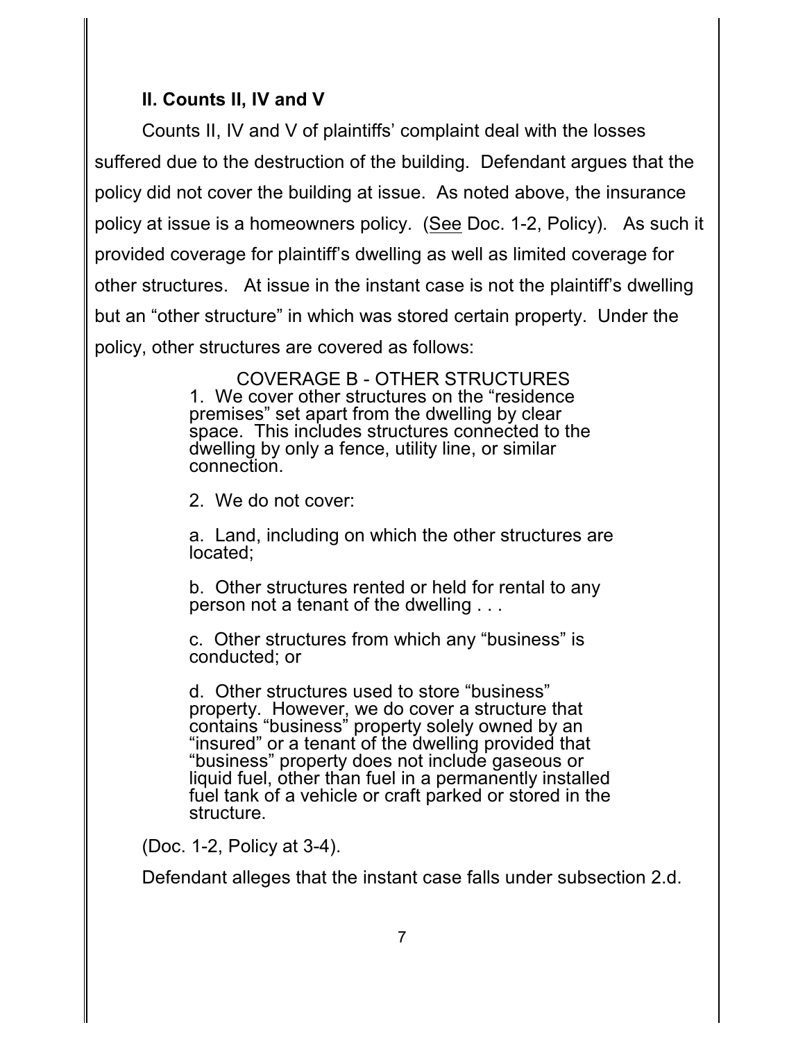## II. Counts II, IV and V

Counts II, IV and V of plaintiffs' complaint deal with the losses suffered due to the destruction of the building. Defendant argues that the policy did not cover the building at issue. As noted above, the insurance policy at issue is a homeowners policy. (See Doc. 1-2, Policy). As such it provided coverage for plaintiff's dwelling as well as limited coverage for other structures. At issue in the instant case is not the plaintiff's dwelling but an "other structure" in which was stored certain property. Under the policy, other structures are covered as follows:

> COVERAGE B - OTHER STRUCTURES
>
> 1. We cover other structures on the "residence premises" set apart from the dwelling by clear space. This includes structures connected to the dwelling by only a fence, utility line, or similar connection.
>
> 2. We do not cover:
>
> a. Land, including on which the other structures are located;
>
> b. Other structures rented or held for rental to any person not a tenant of the dwelling . . .
>
> c. Other structures from which any "business" is conducted; or
>
> d. Other structures used to store "business" property. However, we do cover a structure that contains "business" property solely owned by an "insured" or a tenant of the dwelling provided that "business" property does not include gaseous or liquid fuel, other than fuel in a permanently installed fuel tank of a vehicle or craft parked or stored in the structure.

(Doc. 1-2, Policy at 3-4).

Defendant alleges that the instant case falls under subsection 2.d.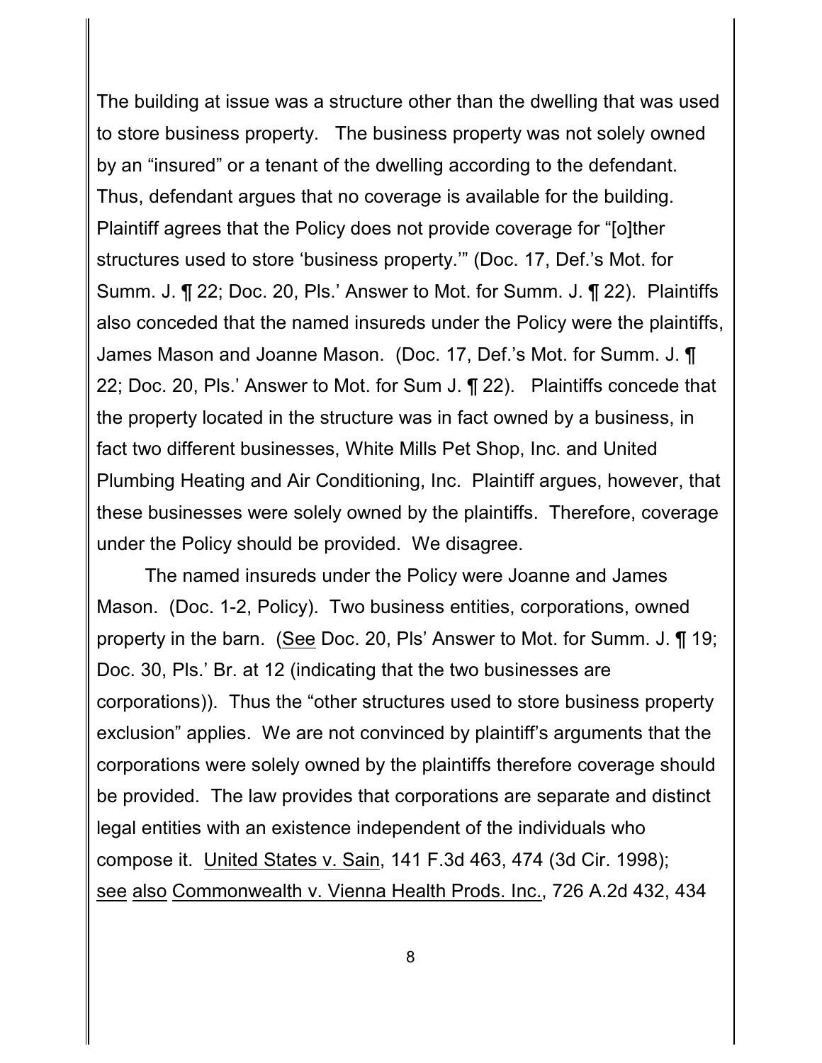The building at issue was a structure other than the dwelling that was used to store business property. The business property was not solely owned by an "insured" or a tenant of the dwelling according to the defendant. Thus, defendant argues that no coverage is available for the building. Plaintiff agrees that the Policy does not provide coverage for "[o]ther structures used to store 'business property.'" (Doc. 17, Def.'s Mot. for Summ. J. ¶ 22; Doc. 20, Pls.' Answer to Mot. for Summ. J. ¶ 22). Plaintiffs also conceded that the named insureds under the Policy were the plaintiffs, James Mason and Joanne Mason. (Doc. 17, Def.'s Mot. for Summ. J. ¶ 22; Doc. 20, Pls.' Answer to Mot. for Sum J. ¶ 22). Plaintiffs concede that the property located in the structure was in fact owned by a business, in fact two different businesses, White Mills Pet Shop, Inc. and United Plumbing Heating and Air Conditioning, Inc. Plaintiff argues, however, that these businesses were solely owned by the plaintiffs. Therefore, coverage under the Policy should be provided. We disagree.

The named insureds under the Policy were Joanne and James Mason. (Doc. 1-2, Policy). Two business entities, corporations, owned property in the barn. (See Doc. 20, Pls' Answer to Mot. for Summ. J. ¶ 19; Doc. 30, Pls.' Br. at 12 (indicating that the two businesses are corporations)). Thus the "other structures used to store business property exclusion" applies. We are not convinced by plaintiff's arguments that the corporations were solely owned by the plaintiffs therefore coverage should be provided. The law provides that corporations are separate and distinct legal entities with an existence independent of the individuals who compose it. United States v. Sain, 141 F.3d 463, 474 (3d Cir. 1998); see also Commonwealth v. Vienna Health Prods. Inc., 726 A.2d 432, 434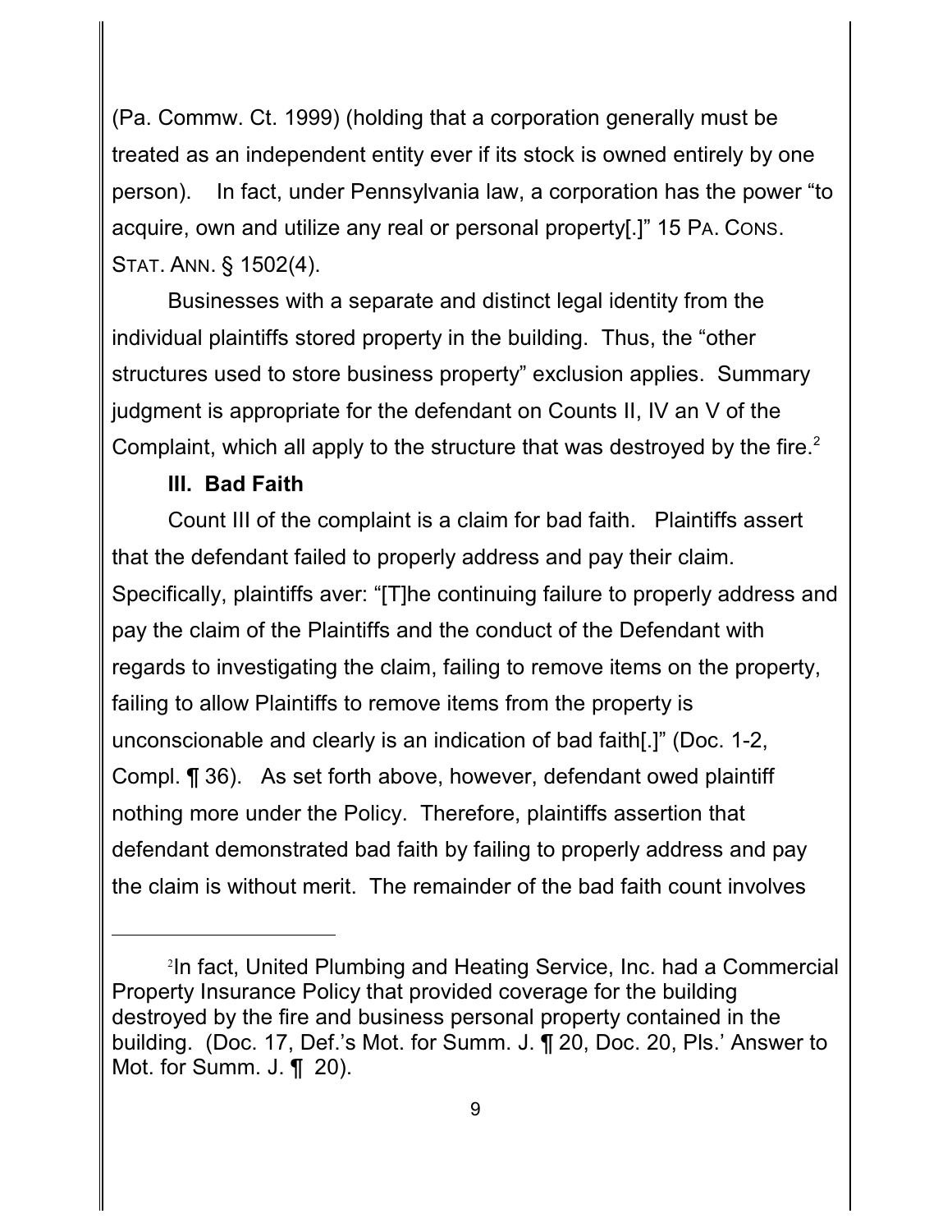(Pa. Commw. Ct. 1999) (holding that a corporation generally must be treated as an independent entity ever if its stock is owned entirely by one person). In fact, under Pennsylvania law, a corporation has the power "to acquire, own and utilize any real or personal property[.]" 15 PA. CONS. STAT. ANN. § 1502(4).

Businesses with a separate and distinct legal identity from the individual plaintiffs stored property in the building. Thus, the "other structures used to store business property" exclusion applies. Summary judgment is appropriate for the defendant on Counts II, IV an V of the Complaint, which all apply to the structure that was destroyed by the fire.[2]

**III. Bad Faith**

Count III of the complaint is a claim for bad faith. Plaintiffs assert that the defendant failed to properly address and pay their claim. Specifically, plaintiffs aver: "[T]he continuing failure to properly address and pay the claim of the Plaintiffs and the conduct of the Defendant with regards to investigating the claim, failing to remove items on the property, failing to allow Plaintiffs to remove items from the property is unconscionable and clearly is an indication of bad faith[.]" (Doc. 1-2, Compl. ¶ 36). As set forth above, however, defendant owed plaintiff nothing more under the Policy. Therefore, plaintiffs assertion that defendant demonstrated bad faith by failing to properly address and pay the claim is without merit. The remainder of the bad faith count involves

---

[2]In fact, United Plumbing and Heating Service, Inc. had a Commercial Property Insurance Policy that provided coverage for the building destroyed by the fire and business personal property contained in the building. (Doc. 17, Def.'s Mot. for Summ. J. ¶ 20, Doc. 20, Pls.' Answer to Mot. for Summ. J. ¶ 20).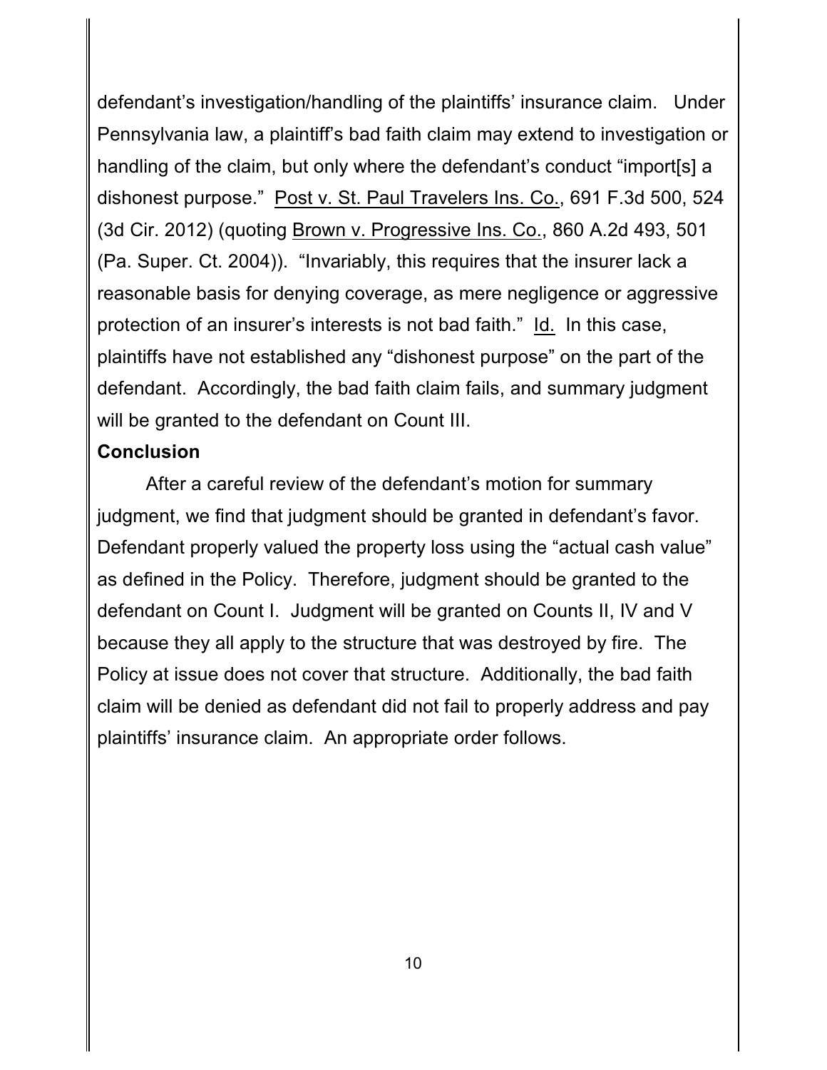defendant's investigation/handling of the plaintiffs' insurance claim. Under Pennsylvania law, a plaintiff's bad faith claim may extend to investigation or handling of the claim, but only where the defendant's conduct "import[s] a dishonest purpose." Post v. St. Paul Travelers Ins. Co., 691 F.3d 500, 524 (3d Cir. 2012) (quoting Brown v. Progressive Ins. Co., 860 A.2d 493, 501 (Pa. Super. Ct. 2004)). "Invariably, this requires that the insurer lack a reasonable basis for denying coverage, as mere negligence or aggressive protection of an insurer's interests is not bad faith." Id. In this case, plaintiffs have not established any "dishonest purpose" on the part of the defendant. Accordingly, the bad faith claim fails, and summary judgment will be granted to the defendant on Count III.

**Conclusion**

After a careful review of the defendant's motion for summary judgment, we find that judgment should be granted in defendant's favor. Defendant properly valued the property loss using the "actual cash value" as defined in the Policy. Therefore, judgment should be granted to the defendant on Count I. Judgment will be granted on Counts II, IV and V because they all apply to the structure that was destroyed by fire. The Policy at issue does not cover that structure. Additionally, the bad faith claim will be denied as defendant did not fail to properly address and pay plaintiffs' insurance claim. An appropriate order follows.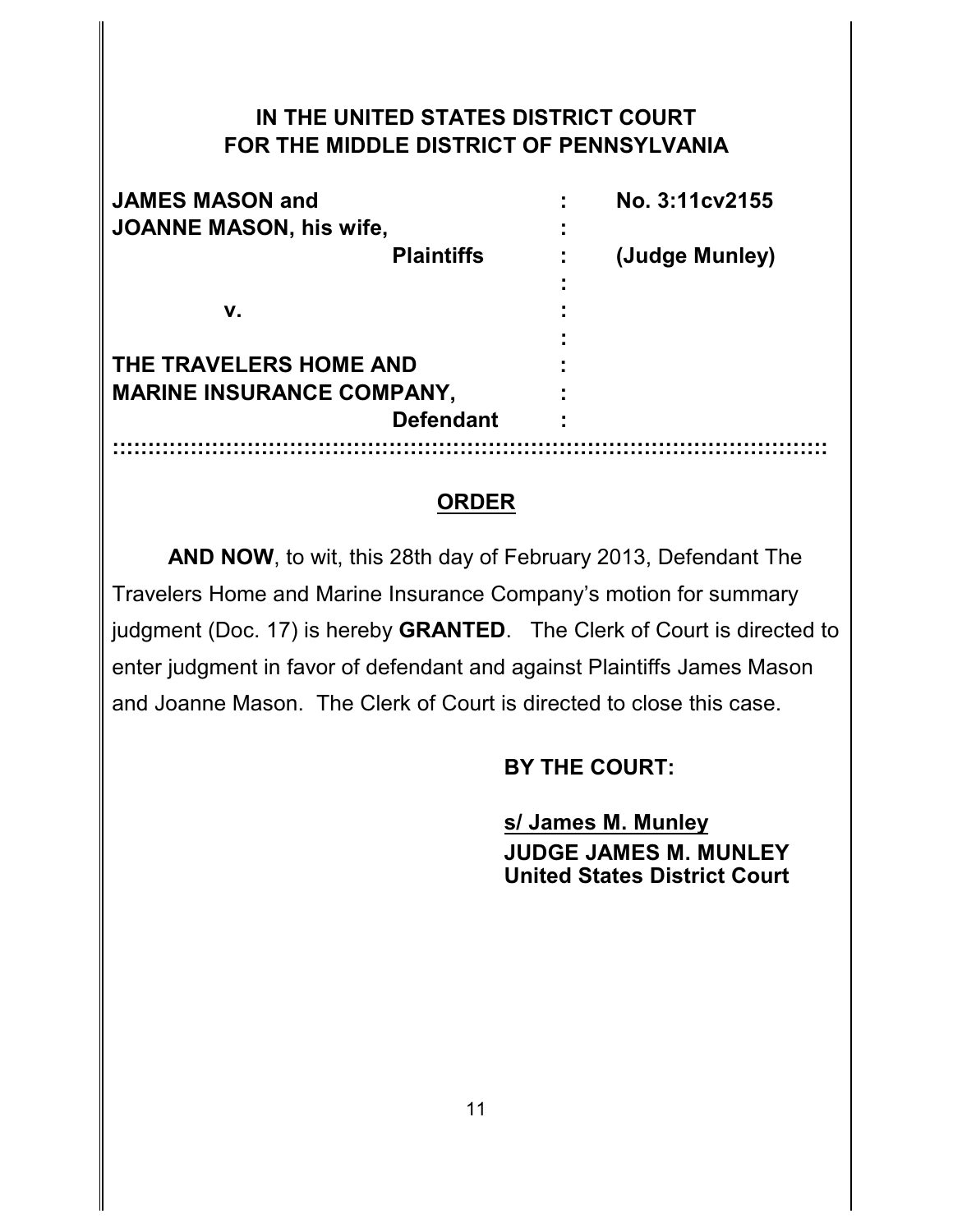**IN THE UNITED STATES DISTRICT COURT**
**FOR THE MIDDLE DISTRICT OF PENNSYLVANIA**

| | | |
|---|---|---|
| **JAMES MASON and** | : | **No. 3:11cv2155** |
| **JOANNE MASON, his wife,** | : | |
| **Plaintiffs** | : | **(Judge Munley)** |
| | : | |
| **v.** | : | |
| | : | |
| **THE TRAVELERS HOME AND** | : | |
| **MARINE INSURANCE COMPANY,** | : | |
| **Defendant** | : | |

::::::::::::::::::::::::::::::::::::::::::::::::::::::::::::::::::::::::::::::::::::::::::::::::::

## ORDER

**AND NOW**, to wit, this 28th day of February 2013, Defendant The Travelers Home and Marine Insurance Company's motion for summary judgment (Doc. 17) is hereby **GRANTED**. The Clerk of Court is directed to enter judgment in favor of defendant and against Plaintiffs James Mason and Joanne Mason. The Clerk of Court is directed to close this case.

**BY THE COURT:**

**s/ James M. Munley**
**JUDGE JAMES M. MUNLEY**
**United States District Court**